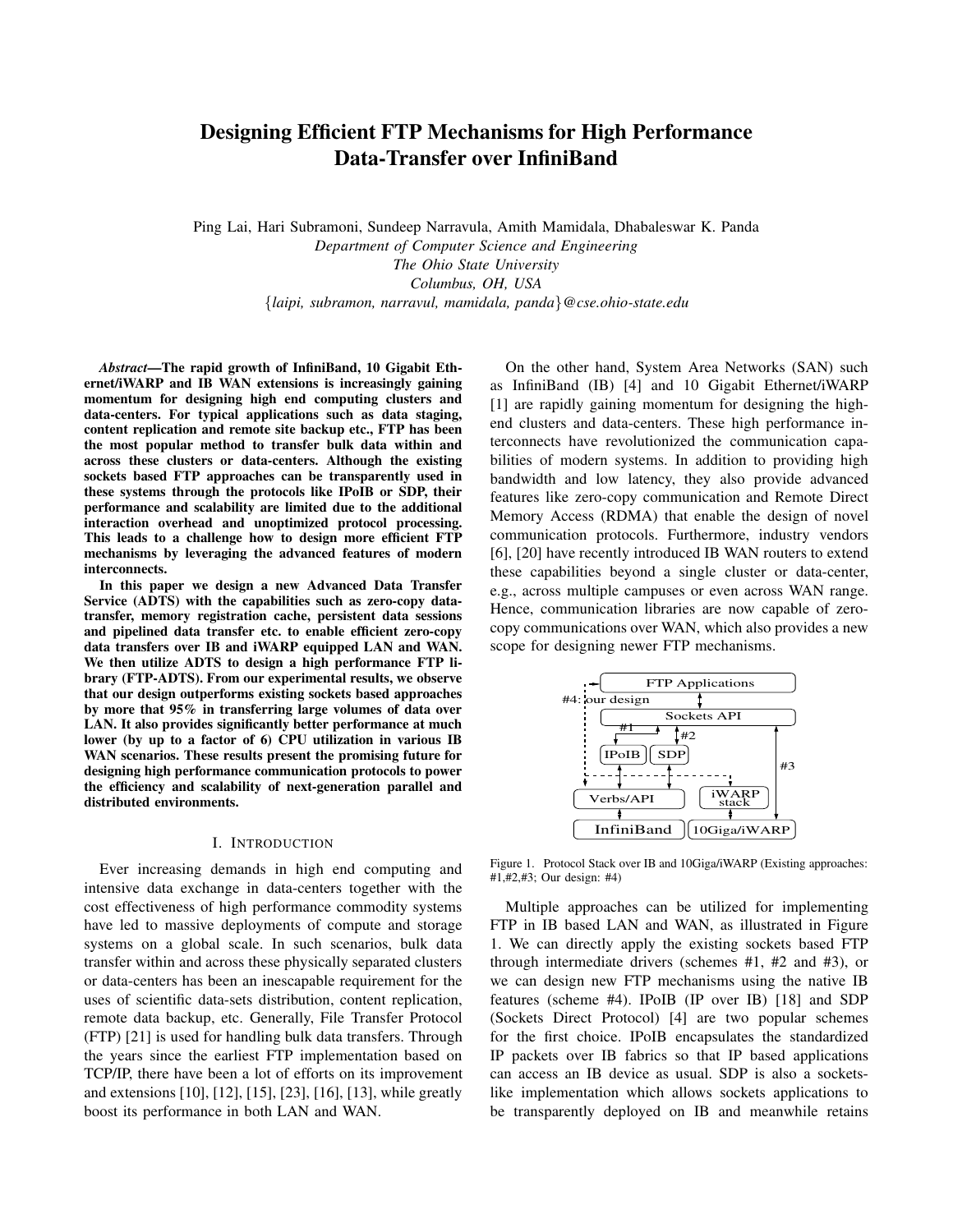# Designing Efficient FTP Mechanisms for High Performance Data-Transfer over InfiniBand

Ping Lai, Hari Subramoni, Sundeep Narravula, Amith Mamidala, Dhabaleswar K. Panda
*Department of Computer Science and Engineering*
*The Ohio State University*
*Columbus, OH, USA*
{*laipi, subramon, narravul, mamidala, panda*}*@cse.ohio-state.edu*

***Abstract*—The rapid growth of InfiniBand, 10 Gigabit Ethernet/iWARP and IB WAN extensions is increasingly gaining momentum for designing high end computing clusters and data-centers. For typical applications such as data staging, content replication and remote site backup etc., FTP has been the most popular method to transfer bulk data within and across these clusters or data-centers. Although the existing sockets based FTP approaches can be transparently used in these systems through the protocols like IPoIB or SDP, their performance and scalability are limited due to the additional interaction overhead and unoptimized protocol processing. This leads to a challenge how to design more efficient FTP mechanisms by leveraging the advanced features of modern interconnects.**

**In this paper we design a new Advanced Data Transfer Service (ADTS) with the capabilities such as zero-copy data-transfer, memory registration cache, persistent data sessions and pipelined data transfer etc. to enable efficient zero-copy data transfers over IB and iWARP equipped LAN and WAN. We then utilize ADTS to design a high performance FTP library (FTP-ADTS). From our experimental results, we observe that our design outperforms existing sockets based approaches by more that 95% in transferring large volumes of data over LAN. It also provides significantly better performance at much lower (by up to a factor of 6) CPU utilization in various IB WAN scenarios. These results present the promising future for designing high performance communication protocols to power the efficiency and scalability of next-generation parallel and distributed environments.**

## I. Introduction

Ever increasing demands in high end computing and intensive data exchange in data-centers together with the cost effectiveness of high performance commodity systems have led to massive deployments of compute and storage systems on a global scale. In such scenarios, bulk data transfer within and across these physically separated clusters or data-centers has been an inescapable requirement for the uses of scientific data-sets distribution, content replication, remote data backup, etc. Generally, File Transfer Protocol (FTP) [21] is used for handling bulk data transfers. Through the years since the earliest FTP implementation based on TCP/IP, there have been a lot of efforts on its improvement and extensions [10], [12], [15], [23], [16], [13], while greatly boost its performance in both LAN and WAN.

On the other hand, System Area Networks (SAN) such as InfiniBand (IB) [4] and 10 Gigabit Ethernet/iWARP [1] are rapidly gaining momentum for designing the high-end clusters and data-centers. These high performance interconnects have revolutionized the communication capabilities of modern systems. In addition to providing high bandwidth and low latency, they also provide advanced features like zero-copy communication and Remote Direct Memory Access (RDMA) that enable the design of novel communication protocols. Furthermore, industry vendors [6], [20] have recently introduced IB WAN routers to extend these capabilities beyond a single cluster or data-center, e.g., across multiple campuses or even across WAN range. Hence, communication libraries are now capable of zero-copy communications over WAN, which also provides a new scope for designing newer FTP mechanisms.

Figure 1. Protocol Stack over IB and 10Giga/iWARP (Existing approaches: #1,#2,#3; Our design: #4)

Multiple approaches can be utilized for implementing FTP in IB based LAN and WAN, as illustrated in Figure 1. We can directly apply the existing sockets based FTP through intermediate drivers (schemes #1, #2 and #3), or we can design new FTP mechanisms using the native IB features (scheme #4). IPoIB (IP over IB) [18] and SDP (Sockets Direct Protocol) [4] are two popular schemes for the first choice. IPoIB encapsulates the standardized IP packets over IB fabrics so that IP based applications can access an IB device as usual. SDP is also a sockets-like implementation which allows sockets applications to be transparently deployed on IB and meanwhile retains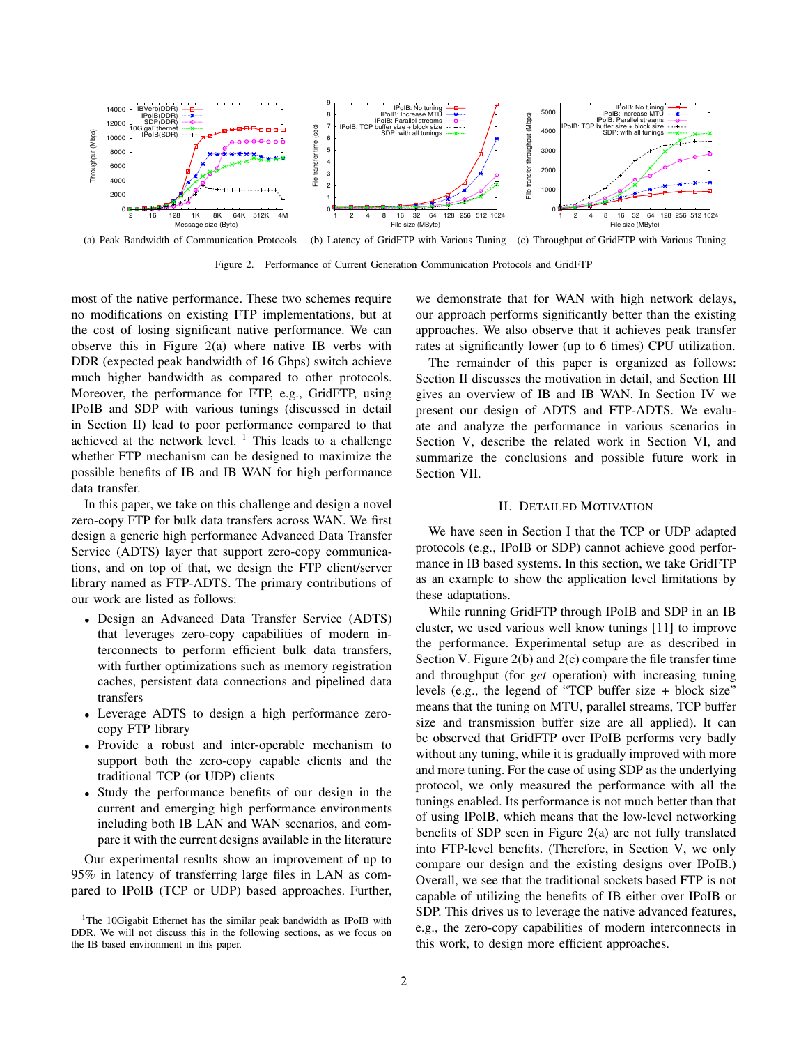(a) Peak Bandwidth of Communication Protocols (b) Latency of GridFTP with Various Tuning (c) Throughput of GridFTP with Various Tuning

Figure 2. Performance of Current Generation Communication Protocols and GridFTP

most of the native performance. These two schemes require no modifications on existing FTP implementations, but at the cost of losing significant native performance. We can observe this in Figure 2(a) where native IB verbs with DDR (expected peak bandwidth of 16 Gbps) switch achieve much higher bandwidth as compared to other protocols. Moreover, the performance for FTP, e.g., GridFTP, using IPoIB and SDP with various tunings (discussed in detail in Section II) lead to poor performance compared to that achieved at the network level. [1] This leads to a challenge whether FTP mechanism can be designed to maximize the possible benefits of IB and IB WAN for high performance data transfer.

In this paper, we take on this challenge and design a novel zero-copy FTP for bulk data transfers across WAN. We first design a generic high performance Advanced Data Transfer Service (ADTS) layer that support zero-copy communications, and on top of that, we design the FTP client/server library named as FTP-ADTS. The primary contributions of our work are listed as follows:

- Design an Advanced Data Transfer Service (ADTS) that leverages zero-copy capabilities of modern interconnects to perform efficient bulk data transfers, with further optimizations such as memory registration caches, persistent data connections and pipelined data transfers
- Leverage ADTS to design a high performance zero-copy FTP library
- Provide a robust and inter-operable mechanism to support both the zero-copy capable clients and the traditional TCP (or UDP) clients
- Study the performance benefits of our design in the current and emerging high performance environments including both IB LAN and WAN scenarios, and compare it with the current designs available in the literature

Our experimental results show an improvement of up to 95% in latency of transferring large files in LAN as compared to IPoIB (TCP or UDP) based approaches. Further, we demonstrate that for WAN with high network delays, our approach performs significantly better than the existing approaches. We also observe that it achieves peak transfer rates at significantly lower (up to 6 times) CPU utilization.

The remainder of this paper is organized as follows: Section II discusses the motivation in detail, and Section III gives an overview of IB and IB WAN. In Section IV we present our design of ADTS and FTP-ADTS. We evaluate and analyze the performance in various scenarios in Section V, describe the related work in Section VI, and summarize the conclusions and possible future work in Section VII.

## II. Detailed Motivation

We have seen in Section I that the TCP or UDP adapted protocols (e.g., IPoIB or SDP) cannot achieve good performance in IB based systems. In this section, we take GridFTP as an example to show the application level limitations by these adaptations.

While running GridFTP through IPoIB and SDP in an IB cluster, we used various well know tunings [11] to improve the performance. Experimental setup are as described in Section V. Figure 2(b) and 2(c) compare the file transfer time and throughput (for *get* operation) with increasing tuning levels (e.g., the legend of "TCP buffer size + block size" means that the tuning on MTU, parallel streams, TCP buffer size and transmission buffer size are all applied). It can be observed that GridFTP over IPoIB performs very badly without any tuning, while it is gradually improved with more and more tuning. For the case of using SDP as the underlying protocol, we only measured the performance with all the tunings enabled. Its performance is not much better than that of using IPoIB, which means that the low-level networking benefits of SDP seen in Figure 2(a) are not fully translated into FTP-level benefits. (Therefore, in Section V, we only compare our design and the existing designs over IPoIB.) Overall, we see that the traditional sockets based FTP is not capable of utilizing the benefits of IB either over IPoIB or SDP. This drives us to leverage the native advanced features, e.g., the zero-copy capabilities of modern interconnects in this work, to design more efficient approaches.

[1] The 10Gigabit Ethernet has the similar peak bandwidth as IPoIB with DDR. We will not discuss this in the following sections, as we focus on the IB based environment in this paper.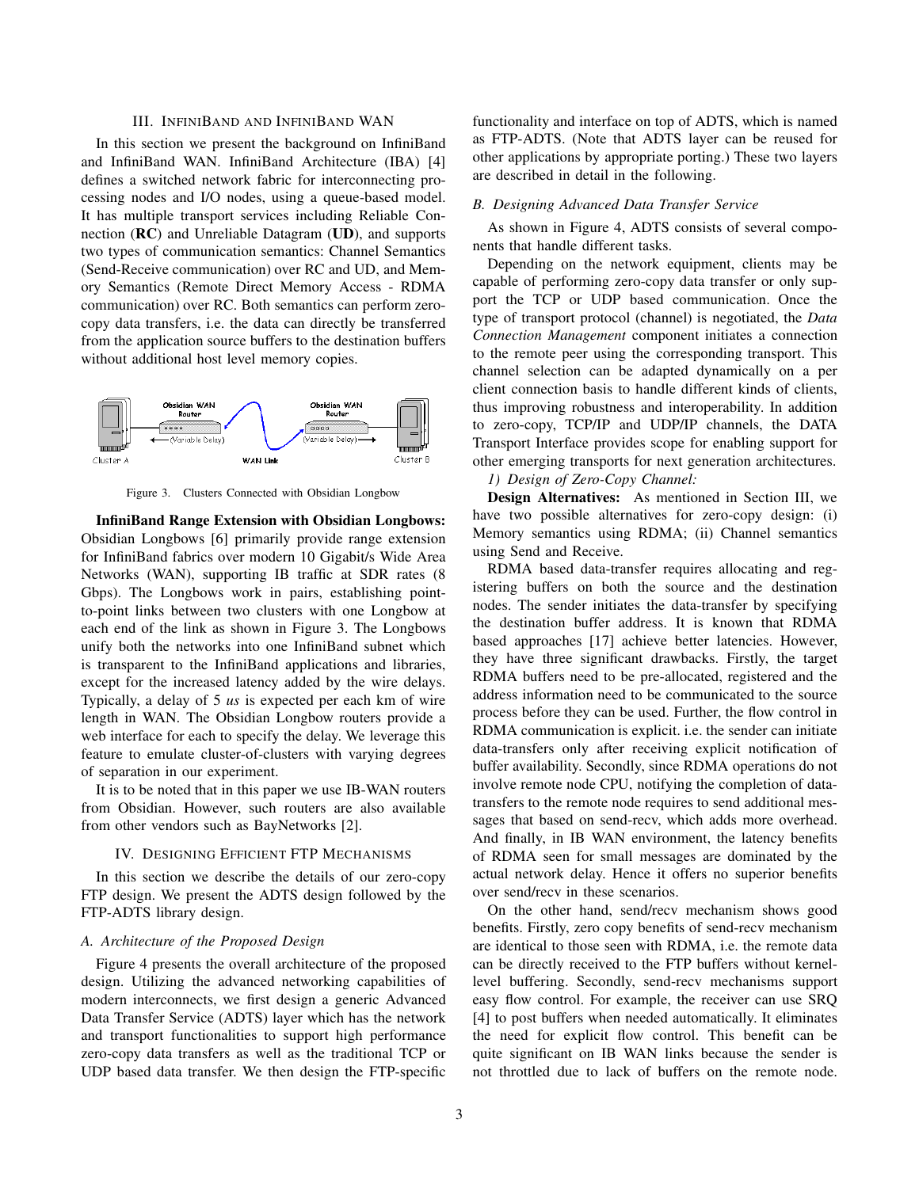## III. InfiniBand and InfiniBand WAN

In this section we present the background on InfiniBand and InfiniBand WAN. InfiniBand Architecture (IBA) [4] defines a switched network fabric for interconnecting processing nodes and I/O nodes, using a queue-based model. It has multiple transport services including Reliable Connection (**RC**) and Unreliable Datagram (**UD**), and supports two types of communication semantics: Channel Semantics (Send-Receive communication) over RC and UD, and Memory Semantics (Remote Direct Memory Access - RDMA communication) over RC. Both semantics can perform zero-copy data transfers, i.e. the data can directly be transferred from the application source buffers to the destination buffers without additional host level memory copies.

Figure 3. Clusters Connected with Obsidian Longbow

**InfiniBand Range Extension with Obsidian Longbows:** Obsidian Longbows [6] primarily provide range extension for InfiniBand fabrics over modern 10 Gigabit/s Wide Area Networks (WAN), supporting IB traffic at SDR rates (8 Gbps). The Longbows work in pairs, establishing point-to-point links between two clusters with one Longbow at each end of the link as shown in Figure 3. The Longbows unify both the networks into one InfiniBand subnet which is transparent to the InfiniBand applications and libraries, except for the increased latency added by the wire delays. Typically, a delay of 5 *us* is expected per each km of wire length in WAN. The Obsidian Longbow routers provide a web interface for each to specify the delay. We leverage this feature to emulate cluster-of-clusters with varying degrees of separation in our experiment.

It is to be noted that in this paper we use IB-WAN routers from Obsidian. However, such routers are also available from other vendors such as BayNetworks [2].

## IV. Designing Efficient FTP Mechanisms

In this section we describe the details of our zero-copy FTP design. We present the ADTS design followed by the FTP-ADTS library design.

### *A. Architecture of the Proposed Design*

Figure 4 presents the overall architecture of the proposed design. Utilizing the advanced networking capabilities of modern interconnects, we first design a generic Advanced Data Transfer Service (ADTS) layer which has the network and transport functionalities to support high performance zero-copy data transfers as well as the traditional TCP or UDP based data transfer. We then design the FTP-specific functionality and interface on top of ADTS, which is named as FTP-ADTS. (Note that ADTS layer can be reused for other applications by appropriate porting.) These two layers are described in detail in the following.

### *B. Designing Advanced Data Transfer Service*

As shown in Figure 4, ADTS consists of several components that handle different tasks.

Depending on the network equipment, clients may be capable of performing zero-copy data transfer or only support the TCP or UDP based communication. Once the type of transport protocol (channel) is negotiated, the *Data Connection Management* component initiates a connection to the remote peer using the corresponding transport. This channel selection can be adapted dynamically on a per client connection basis to handle different kinds of clients, thus improving robustness and interoperability. In addition to zero-copy, TCP/IP and UDP/IP channels, the DATA Transport Interface provides scope for enabling support for other emerging transports for next generation architectures.

*1) Design of Zero-Copy Channel:*

**Design Alternatives:** As mentioned in Section III, we have two possible alternatives for zero-copy design: (i) Memory semantics using RDMA; (ii) Channel semantics using Send and Receive.

RDMA based data-transfer requires allocating and registering buffers on both the source and the destination nodes. The sender initiates the data-transfer by specifying the destination buffer address. It is known that RDMA based approaches [17] achieve better latencies. However, they have three significant drawbacks. Firstly, the target RDMA buffers need to be pre-allocated, registered and the address information need to be communicated to the source process before they can be used. Further, the flow control in RDMA communication is explicit. i.e. the sender can initiate data-transfers only after receiving explicit notification of buffer availability. Secondly, since RDMA operations do not involve remote node CPU, notifying the completion of data-transfers to the remote node requires to send additional messages that based on send-recv, which adds more overhead. And finally, in IB WAN environment, the latency benefits of RDMA seen for small messages are dominated by the actual network delay. Hence it offers no superior benefits over send/recv in these scenarios.

On the other hand, send/recv mechanism shows good benefits. Firstly, zero copy benefits of send-recv mechanism are identical to those seen with RDMA, i.e. the remote data can be directly received to the FTP buffers without kernel-level buffering. Secondly, send-recv mechanisms support easy flow control. For example, the receiver can use SRQ [4] to post buffers when needed automatically. It eliminates the need for explicit flow control. This benefit can be quite significant on IB WAN links because the sender is not throttled due to lack of buffers on the remote node.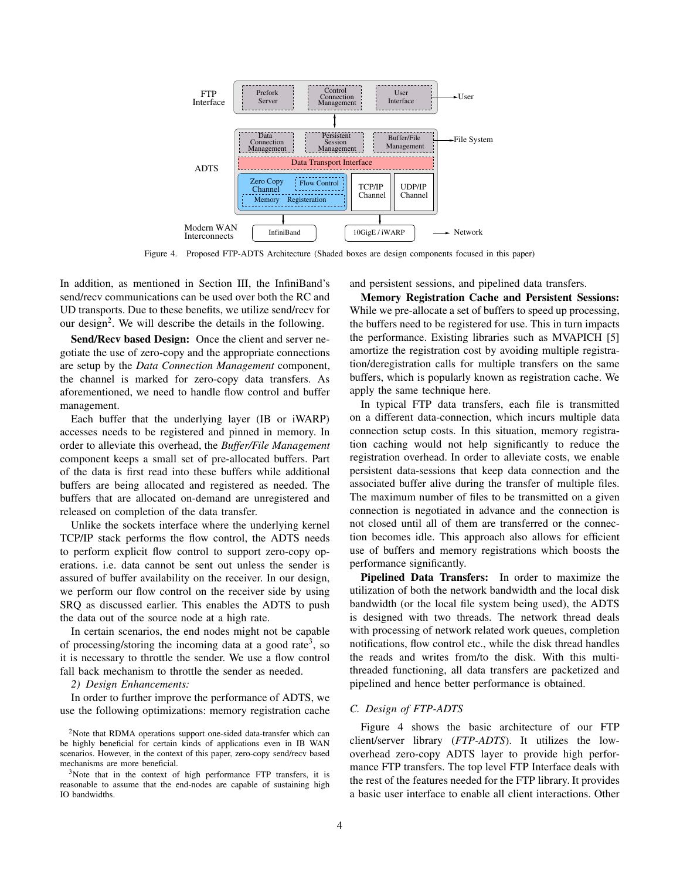Figure 4. Proposed FTP-ADTS Architecture (Shaded boxes are design components focused in this paper)

In addition, as mentioned in Section III, the InfiniBand's send/recv communications can be used over both the RC and UD transports. Due to these benefits, we utilize send/recv for our design[2]. We will describe the details in the following.

**Send/Recv based Design:** Once the client and server negotiate the use of zero-copy and the appropriate connections are setup by the *Data Connection Management* component, the channel is marked for zero-copy data transfers. As aforementioned, we need to handle flow control and buffer management.

Each buffer that the underlying layer (IB or iWARP) accesses needs to be registered and pinned in memory. In order to alleviate this overhead, the *Buffer/File Management* component keeps a small set of pre-allocated buffers. Part of the data is first read into these buffers while additional buffers are being allocated and registered as needed. The buffers that are allocated on-demand are unregistered and released on completion of the data transfer.

Unlike the sockets interface where the underlying kernel TCP/IP stack performs the flow control, the ADTS needs to perform explicit flow control to support zero-copy operations. i.e. data cannot be sent out unless the sender is assured of buffer availability on the receiver. In our design, we perform our flow control on the receiver side by using SRQ as discussed earlier. This enables the ADTS to push the data out of the source node at a high rate.

In certain scenarios, the end nodes might not be capable of processing/storing the incoming data at a good rate[3], so it is necessary to throttle the sender. We use a flow control fall back mechanism to throttle the sender as needed.

*2) Design Enhancements:*

In order to further improve the performance of ADTS, we use the following optimizations: memory registration cache and persistent sessions, and pipelined data transfers.

**Memory Registration Cache and Persistent Sessions:** While we pre-allocate a set of buffers to speed up processing, the buffers need to be registered for use. This in turn impacts the performance. Existing libraries such as MVAPICH [5] amortize the registration cost by avoiding multiple registration/deregistration calls for multiple transfers on the same buffers, which is popularly known as registration cache. We apply the same technique here.

In typical FTP data transfers, each file is transmitted on a different data-connection, which incurs multiple data connection setup costs. In this situation, memory registration caching would not help significantly to reduce the registration overhead. In order to alleviate costs, we enable persistent data-sessions that keep data connection and the associated buffer alive during the transfer of multiple files. The maximum number of files to be transmitted on a given connection is negotiated in advance and the connection is not closed until all of them are transferred or the connection becomes idle. This approach also allows for efficient use of buffers and memory registrations which boosts the performance significantly.

**Pipelined Data Transfers:** In order to maximize the utilization of both the network bandwidth and the local disk bandwidth (or the local file system being used), the ADTS is designed with two threads. The network thread deals with processing of network related work queues, completion notifications, flow control etc., while the disk thread handles the reads and writes from/to the disk. With this multi-threaded functioning, all data transfers are packetized and pipelined and hence better performance is obtained.

## C. Design of FTP-ADTS

Figure 4 shows the basic architecture of our FTP client/server library (*FTP-ADTS*). It utilizes the low-overhead zero-copy ADTS layer to provide high performance FTP transfers. The top level FTP Interface deals with the rest of the features needed for the FTP library. It provides a basic user interface to enable all client interactions. Other

[2] Note that RDMA operations support one-sided data-transfer which can be highly beneficial for certain kinds of applications even in IB WAN scenarios. However, in the context of this paper, zero-copy send/recv based mechanisms are more beneficial.

[3] Note that in the context of high performance FTP transfers, it is reasonable to assume that the end-nodes are capable of sustaining high IO bandwidths.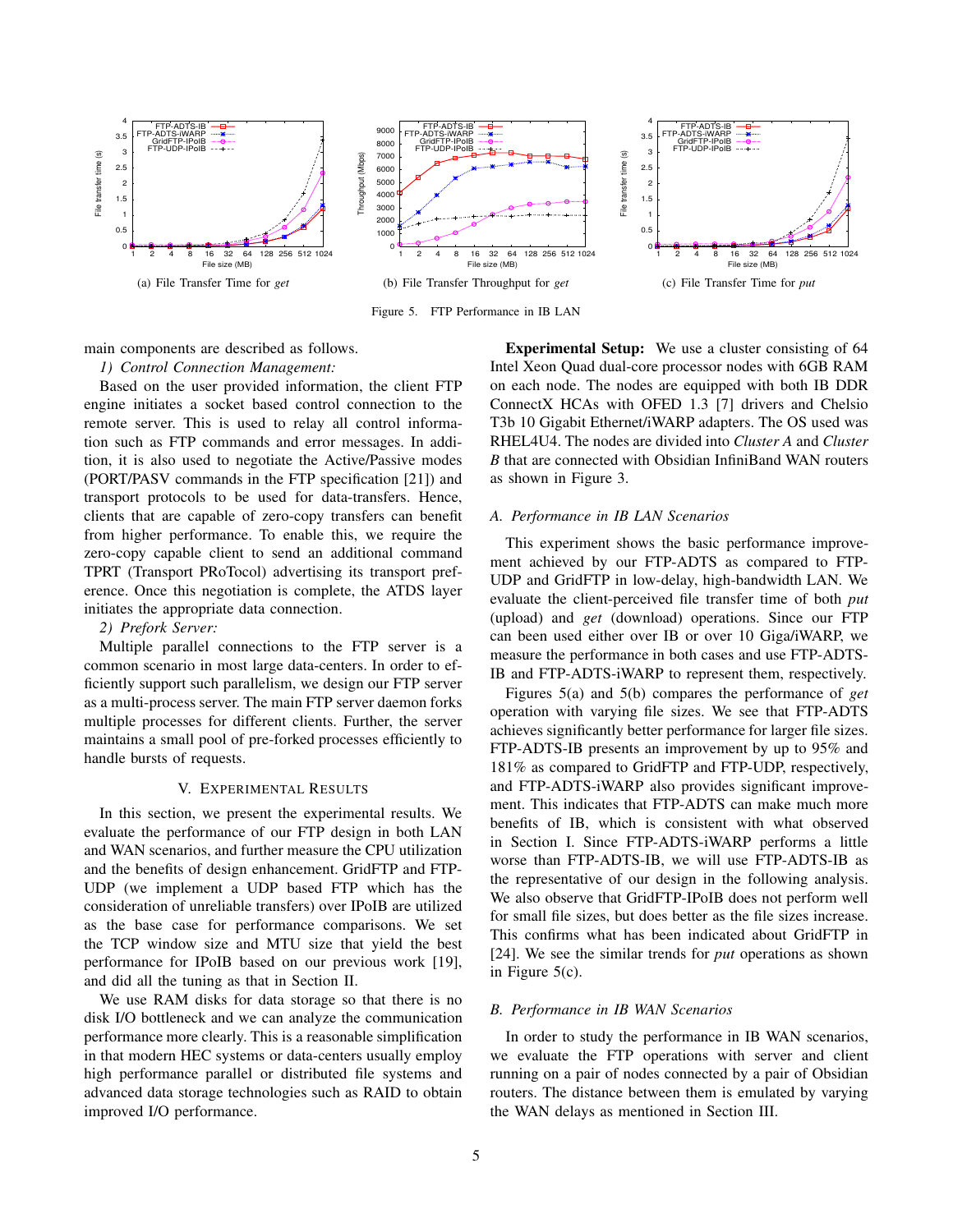(a) File Transfer Time for *get*

(b) File Transfer Throughput for *get*

(c) File Transfer Time for *put*

Figure 5. FTP Performance in IB LAN

main components are described as follows.

*1) Control Connection Management:*

Based on the user provided information, the client FTP engine initiates a socket based control connection to the remote server. This is used to relay all control information such as FTP commands and error messages. In addition, it is also used to negotiate the Active/Passive modes (PORT/PASV commands in the FTP specification [21]) and transport protocols to be used for data-transfers. Hence, clients that are capable of zero-copy transfers can benefit from higher performance. To enable this, we require the zero-copy capable client to send an additional command TPRT (Transport PRoTocol) advertising its transport preference. Once this negotiation is complete, the ATDS layer initiates the appropriate data connection.

*2) Prefork Server:*

Multiple parallel connections to the FTP server is a common scenario in most large data-centers. In order to efficiently support such parallelism, we design our FTP server as a multi-process server. The main FTP server daemon forks multiple processes for different clients. Further, the server maintains a small pool of pre-forked processes efficiently to handle bursts of requests.

## V. Experimental Results

In this section, we present the experimental results. We evaluate the performance of our FTP design in both LAN and WAN scenarios, and further measure the CPU utilization and the benefits of design enhancement. GridFTP and FTP-UDP (we implement a UDP based FTP which has the consideration of unreliable transfers) over IPoIB are utilized as the base case for performance comparisons. We set the TCP window size and MTU size that yield the best performance for IPoIB based on our previous work [19], and did all the tuning as that in Section II.

We use RAM disks for data storage so that there is no disk I/O bottleneck and we can analyze the communication performance more clearly. This is a reasonable simplification in that modern HEC systems or data-centers usually employ high performance parallel or distributed file systems and advanced data storage technologies such as RAID to obtain improved I/O performance.

**Experimental Setup:** We use a cluster consisting of 64 Intel Xeon Quad dual-core processor nodes with 6GB RAM on each node. The nodes are equipped with both IB DDR ConnectX HCAs with OFED 1.3 [7] drivers and Chelsio T3b 10 Gigabit Ethernet/iWARP adapters. The OS used was RHEL4U4. The nodes are divided into *Cluster A* and *Cluster B* that are connected with Obsidian InfiniBand WAN routers as shown in Figure 3.

### A. Performance in IB LAN Scenarios

This experiment shows the basic performance improvement achieved by our FTP-ADTS as compared to FTP-UDP and GridFTP in low-delay, high-bandwidth LAN. We evaluate the client-perceived file transfer time of both *put* (upload) and *get* (download) operations. Since our FTP can been used either over IB or over 10 Giga/iWARP, we measure the performance in both cases and use FTP-ADTS-IB and FTP-ADTS-iWARP to represent them, respectively.

Figures 5(a) and 5(b) compares the performance of *get* operation with varying file sizes. We see that FTP-ADTS achieves significantly better performance for larger file sizes. FTP-ADTS-IB presents an improvement by up to 95% and 181% as compared to GridFTP and FTP-UDP, respectively, and FTP-ADTS-iWARP also provides significant improvement. This indicates that FTP-ADTS can make much more benefits of IB, which is consistent with what observed in Section I. Since FTP-ADTS-iWARP performs a little worse than FTP-ADTS-IB, we will use FTP-ADTS-IB as the representative of our design in the following analysis. We also observe that GridFTP-IPoIB does not perform well for small file sizes, but does better as the file sizes increase. This confirms what has been indicated about GridFTP in [24]. We see the similar trends for *put* operations as shown in Figure 5(c).

### B. Performance in IB WAN Scenarios

In order to study the performance in IB WAN scenarios, we evaluate the FTP operations with server and client running on a pair of nodes connected by a pair of Obsidian routers. The distance between them is emulated by varying the WAN delays as mentioned in Section III.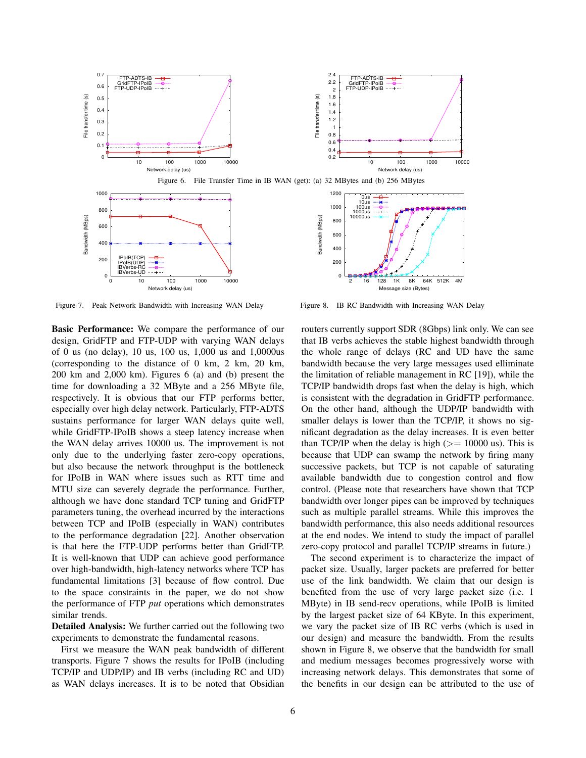Figure 6. File Transfer Time in IB WAN (get): (a) 32 MBytes and (b) 256 MBytes

Figure 7. Peak Network Bandwidth with Increasing WAN Delay

Figure 8. IB RC Bandwidth with Increasing WAN Delay

**Basic Performance:** We compare the performance of our design, GridFTP and FTP-UDP with varying WAN delays of 0 us (no delay), 10 us, 100 us, 1,000 us and 1,0000us (corresponding to the distance of 0 km, 2 km, 20 km, 200 km and 2,000 km). Figures 6 (a) and (b) present the time for downloading a 32 MByte and a 256 MByte file, respectively. It is obvious that our FTP performs better, especially over high delay network. Particularly, FTP-ADTS sustains performance for larger WAN delays quite well, while GridFTP-IPoIB shows a steep latency increase when the WAN delay arrives 10000 us. The improvement is not only due to the underlying faster zero-copy operations, but also because the network throughput is the bottleneck for IPoIB in WAN where issues such as RTT time and MTU size can severely degrade the performance. Further, although we have done standard TCP tuning and GridFTP parameters tuning, the overhead incurred by the interactions between TCP and IPoIB (especially in WAN) contributes to the performance degradation [22]. Another observation is that here the FTP-UDP performs better than GridFTP. It is well-known that UDP can achieve good performance over high-bandwidth, high-latency networks where TCP has fundamental limitations [3] because of flow control. Due to the space constraints in the paper, we do not show the performance of FTP *put* operations which demonstrates similar trends.

**Detailed Analysis:** We further carried out the following two experiments to demonstrate the fundamental reasons.

First we measure the WAN peak bandwidth of different transports. Figure 7 shows the results for IPoIB (including TCP/IP and UDP/IP) and IB verbs (including RC and UD) as WAN delays increases. It is to be noted that Obsidian routers currently support SDR (8Gbps) link only. We can see that IB verbs achieves the stable highest bandwidth through the whole range of delays (RC and UD have the same bandwidth because the very large messages used elliminate the limitation of reliable management in RC [19]), while the TCP/IP bandwidth drops fast when the delay is high, which is consistent with the degradation in GridFTP performance. On the other hand, although the UDP/IP bandwidth with smaller delays is lower than the TCP/IP, it shows no significant degradation as the delay increases. It is even better than TCP/IP when the delay is high (>= 10000 us). This is because that UDP can swamp the network by firing many successive packets, but TCP is not capable of saturating available bandwidth due to congestion control and flow control. (Please note that researchers have shown that TCP bandwidth over longer pipes can be improved by techniques such as multiple parallel streams. While this improves the bandwidth performance, this also needs additional resources at the end nodes. We intend to study the impact of parallel zero-copy protocol and parallel TCP/IP streams in future.)

The second experiment is to characterize the impact of packet size. Usually, larger packets are preferred for better use of the link bandwidth. We claim that our design is benefited from the use of very large packet size (i.e. 1 MByte) in IB send-recv operations, while IPoIB is limited by the largest packet size of 64 KByte. In this experiment, we vary the packet size of IB RC verbs (which is used in our design) and measure the bandwidth. From the results shown in Figure 8, we observe that the bandwidth for small and medium messages becomes progressively worse with increasing network delays. This demonstrates that some of the benefits in our design can be attributed to the use of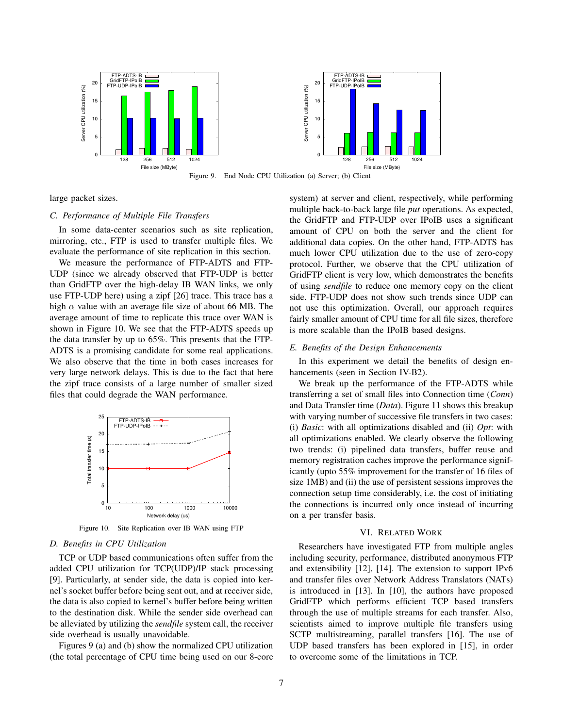Figure 9. End Node CPU Utilization (a) Server; (b) Client

large packet sizes.

### C. Performance of Multiple File Transfers

In some data-center scenarios such as site replication, mirroring, etc., FTP is used to transfer multiple files. We evaluate the performance of site replication in this section.

We measure the performance of FTP-ADTS and FTP-UDP (since we already observed that FTP-UDP is better than GridFTP over the high-delay IB WAN links, we only use FTP-UDP here) using a zipf [26] trace. This trace has a high $\alpha$ value with an average file size of about 66 MB. The average amount of time to replicate this trace over WAN is shown in Figure 10. We see that the FTP-ADTS speeds up the data transfer by up to 65%. This presents that the FTP-ADTS is a promising candidate for some real applications. We also observe that the time in both cases increases for very large network delays. This is due to the fact that here the zipf trace consists of a large number of smaller sized files that could degrade the WAN performance.

Figure 10. Site Replication over IB WAN using FTP

### D. Benefits in CPU Utilization

TCP or UDP based communications often suffer from the added CPU utilization for TCP(UDP)/IP stack processing [9]. Particularly, at sender side, the data is copied into kernel's socket buffer before being sent out, and at receiver side, the data is also copied to kernel's buffer before being written to the destination disk. While the sender side overhead can be alleviated by utilizing the *sendfile* system call, the receiver side overhead is usually unavoidable.

Figures 9 (a) and (b) show the normalized CPU utilization (the total percentage of CPU time being used on our 8-core system) at server and client, respectively, while performing multiple back-to-back large file *put* operations. As expected, the GridFTP and FTP-UDP over IPoIB uses a significant amount of CPU on both the server and the client for additional data copies. On the other hand, FTP-ADTS has much lower CPU utilization due to the use of zero-copy protocol. Further, we observe that the CPU utilization of GridFTP client is very low, which demonstrates the benefits of using *sendfile* to reduce one memory copy on the client side. FTP-UDP does not show such trends since UDP can not use this optimization. Overall, our approach requires fairly smaller amount of CPU time for all file sizes, therefore is more scalable than the IPoIB based designs.

### E. Benefits of the Design Enhancements

In this experiment we detail the benefits of design enhancements (seen in Section IV-B2).

We break up the performance of the FTP-ADTS while transferring a set of small files into Connection time (*Conn*) and Data Transfer time (*Data*). Figure 11 shows this breakup with varying number of successive file transfers in two cases: (i) *Basic*: with all optimizations disabled and (ii) *Opt*: with all optimizations enabled. We clearly observe the following two trends: (i) pipelined data transfers, buffer reuse and memory registration caches improve the performance significantly (upto 55% improvement for the transfer of 16 files of size 1MB) and (ii) the use of persistent sessions improves the connection setup time considerably, i.e. the cost of initiating the connections is incurred only once instead of incurring on a per transfer basis.

## VI. Related Work

Researchers have investigated FTP from multiple angles including security, performance, distributed anonymous FTP and extensibility [12], [14]. The extension to support IPv6 and transfer files over Network Address Translators (NATs) is introduced in [13]. In [10], the authors have proposed GridFTP which performs efficient TCP based transfers through the use of multiple streams for each transfer. Also, scientists aimed to improve multiple file transfers using SCTP multistreaming, parallel transfers [16]. The use of UDP based transfers has been explored in [15], in order to overcome some of the limitations in TCP.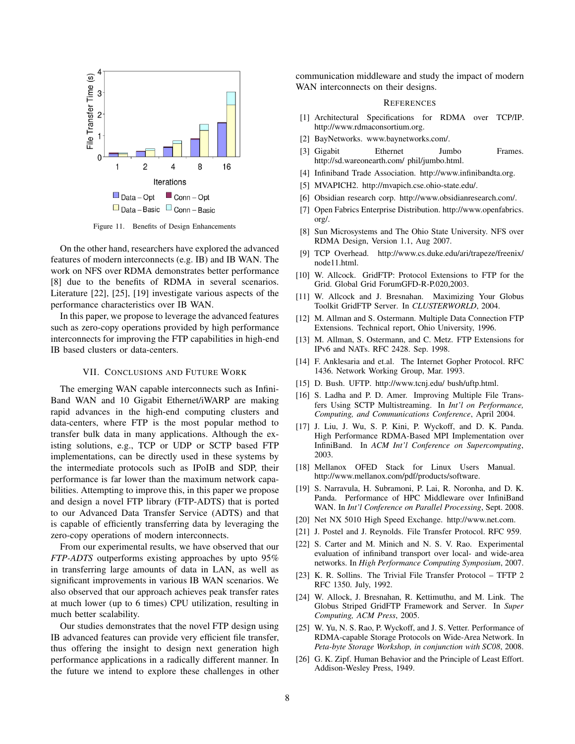File Transfer Time (s)

4
3
2
1
0

1 2 4 8 16

Iterations

Data – Opt
Conn – Opt
Data – Basic
Conn – Basic

Figure 11. Benefits of Design Enhancements

On the other hand, researchers have explored the advanced features of modern interconnects (e.g. IB) and IB WAN. The work on NFS over RDMA demonstrates better performance [8] due to the benefits of RDMA in several scenarios. Literature [22], [25], [19] investigate various aspects of the performance characteristics over IB WAN.

In this paper, we propose to leverage the advanced features such as zero-copy operations provided by high performance interconnects for improving the FTP capabilities in high-end IB based clusters or data-centers.

## VII. Conclusions and Future Work

The emerging WAN capable interconnects such as InfiniBand WAN and 10 Gigabit Ethernet/iWARP are making rapid advances in the high-end computing clusters and data-centers, where FTP is the most popular method to transfer bulk data in many applications. Although the existing solutions, e.g., TCP or UDP or SCTP based FTP implementations, can be directly used in these systems by the intermediate protocols such as IPoIB and SDP, their performance is far lower than the maximum network capabilities. Attempting to improve this, in this paper we propose and design a novel FTP library (FTP-ADTS) that is ported to our Advanced Data Transfer Service (ADTS) and that is capable of efficiently transferring data by leveraging the zero-copy operations of modern interconnects.

From our experimental results, we have observed that our *FTP-ADTS* outperforms existing approaches by upto 95% in transferring large amounts of data in LAN, as well as significant improvements in various IB WAN scenarios. We also observed that our approach achieves peak transfer rates at much lower (up to 6 times) CPU utilization, resulting in much better scalability.

Our studies demonstrates that the novel FTP design using IB advanced features can provide very efficient file transfer, thus offering the insight to design next generation high performance applications in a radically different manner. In the future we intend to explore these challenges in other communication middleware and study the impact of modern WAN interconnects on their designs.

## References

[1] Architectural Specifications for RDMA over TCP/IP. http://www.rdmaconsortium.org.

[2] BayNetworks. www.baynetworks.com/.

[3] Gigabit Ethernet Jumbo Frames. http://sd.wareonearth.com/ phil/jumbo.html.

[4] Infiniband Trade Association. http://www.infinibandta.org.

[5] MVAPICH2. http://mvapich.cse.ohio-state.edu/.

[6] Obsidian research corp. http://www.obsidianresearch.com/.

[7] Open Fabrics Enterprise Distribution. http://www.openfabrics.org/.

[8] Sun Microsystems and The Ohio State University. NFS over RDMA Design, Version 1.1, Aug 2007.

[9] TCP Overhead. http://www.cs.duke.edu/ari/trapeze/freenix/node11.html.

[10] W. Allcock. GridFTP: Protocol Extensions to FTP for the Grid. Global Grid ForumGFD-R-P.020,2003.

[11] W. Allcock and J. Bresnahan. Maximizing Your Globus Toolkit GridFTP Server. In *CLUSTERWORLD*, 2004.

[12] M. Allman and S. Ostermann. Multiple Data Connection FTP Extensions. Technical report, Ohio University, 1996.

[13] M. Allman, S. Ostermann, and C. Metz. FTP Extensions for IPv6 and NATs. RFC 2428. Sep. 1998.

[14] F. Anklesaria and et.al. The Internet Gopher Protocol. RFC 1436. Network Working Group, Mar. 1993.

[15] D. Bush. UFTP. http://www.tcnj.edu/ bush/uftp.html.

[16] S. Ladha and P. D. Amer. Improving Multiple File Transfers Using SCTP Multistreaming. In *Int'l on Performance, Computing, and Communications Conference*, April 2004.

[17] J. Liu, J. Wu, S. P. Kini, P. Wyckoff, and D. K. Panda. High Performance RDMA-Based MPI Implementation over InfiniBand. In *ACM Int'l Conference on Supercomputing*, 2003.

[18] Mellanox OFED Stack for Linux Users Manual. http://www.mellanox.com/pdf/products/software.

[19] S. Narravula, H. Subramoni, P. Lai, R. Noronha, and D. K. Panda. Performance of HPC Middleware over InfiniBand WAN. In *Int'l Conference on Parallel Processing*, Sept. 2008.

[20] Net NX 5010 High Speed Exchange. http://www.net.com.

[21] J. Postel and J. Reynolds. File Transfer Protocol. RFC 959.

[22] S. Carter and M. Minich and N. S. V. Rao. Experimental evaluation of infiniband transport over local- and wide-area networks. In *High Performance Computing Symposium*, 2007.

[23] K. R. Sollins. The Trivial File Transfer Protocol – TFTP 2 RFC 1350. July, 1992.

[24] W. Allock, J. Bresnahan, R. Kettimuthu, and M. Link. The Globus Striped GridFTP Framework and Server. In *Super Computing, ACM Press*, 2005.

[25] W. Yu, N. S. Rao, P. Wyckoff, and J. S. Vetter. Performance of RDMA-capable Storage Protocols on Wide-Area Network. In *Peta-byte Storage Workshop, in conjunction with SC08*, 2008.

[26] G. K. Zipf. Human Behavior and the Principle of Least Effort. Addison-Wesley Press, 1949.